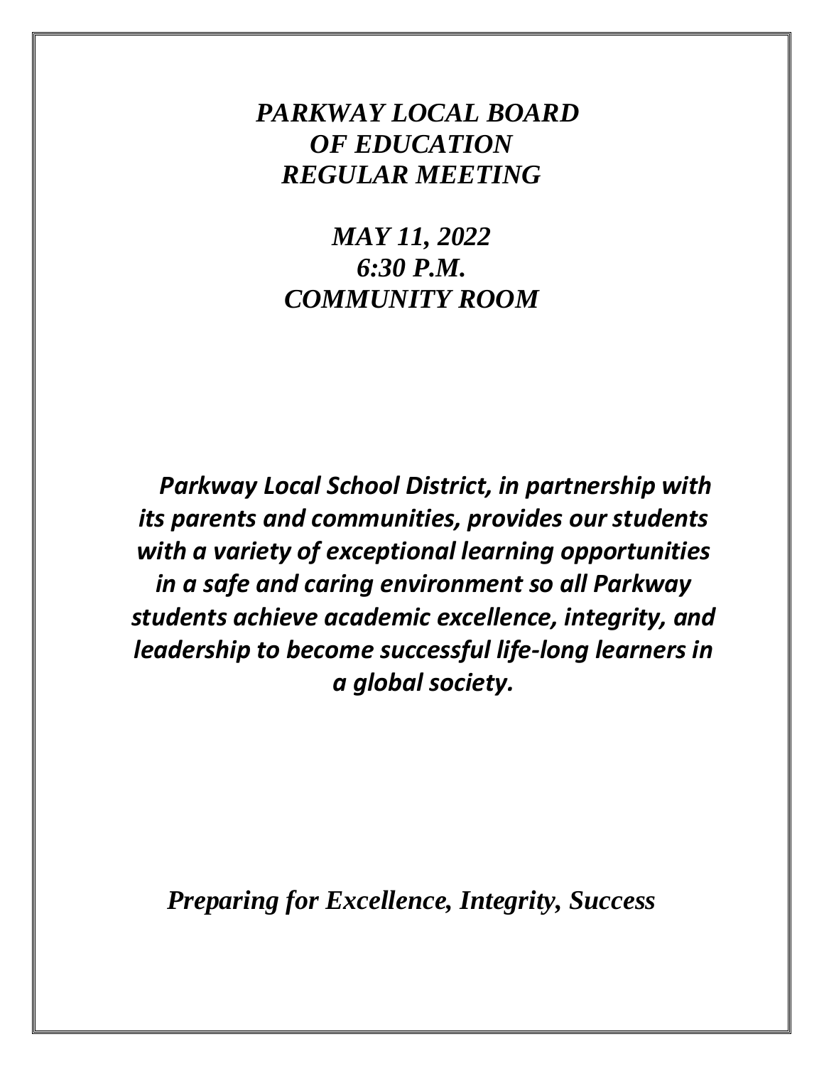# *PARKWAY LOCAL BOARD OF EDUCATION REGULAR MEETING*

## *MAY 11, 2022*
## *6:30 P.M.*
## *COMMUNITY ROOM*

***Parkway Local School District, in partnership with its parents and communities, provides our students with a variety of exceptional learning opportunities in a safe and caring environment so all Parkway students achieve academic excellence, integrity, and leadership to become successful life-long learners in a global society.***

***Preparing for Excellence, Integrity, Success***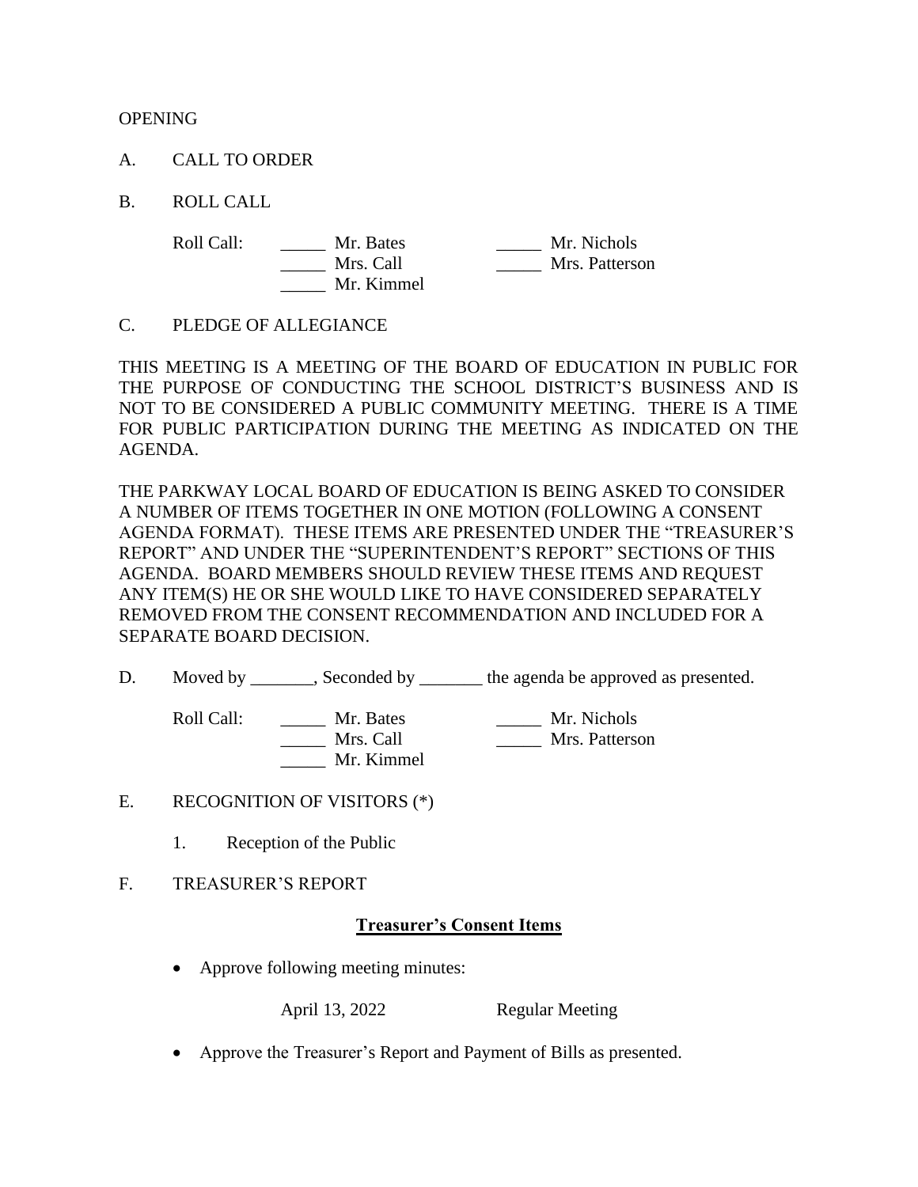OPENING

A. CALL TO ORDER

B. ROLL CALL

Roll Call: _____ Mr. Bates _____ Mr. Nichols
_____ Mrs. Call _____ Mrs. Patterson
_____ Mr. Kimmel

C. PLEDGE OF ALLEGIANCE

THIS MEETING IS A MEETING OF THE BOARD OF EDUCATION IN PUBLIC FOR THE PURPOSE OF CONDUCTING THE SCHOOL DISTRICT'S BUSINESS AND IS NOT TO BE CONSIDERED A PUBLIC COMMUNITY MEETING. THERE IS A TIME FOR PUBLIC PARTICIPATION DURING THE MEETING AS INDICATED ON THE AGENDA.

THE PARKWAY LOCAL BOARD OF EDUCATION IS BEING ASKED TO CONSIDER A NUMBER OF ITEMS TOGETHER IN ONE MOTION (FOLLOWING A CONSENT AGENDA FORMAT). THESE ITEMS ARE PRESENTED UNDER THE "TREASURER'S REPORT" AND UNDER THE "SUPERINTENDENT'S REPORT" SECTIONS OF THIS AGENDA. BOARD MEMBERS SHOULD REVIEW THESE ITEMS AND REQUEST ANY ITEM(S) HE OR SHE WOULD LIKE TO HAVE CONSIDERED SEPARATELY REMOVED FROM THE CONSENT RECOMMENDATION AND INCLUDED FOR A SEPARATE BOARD DECISION.

D. Moved by _______, Seconded by _______ the agenda be approved as presented.

Roll Call: _____ Mr. Bates _____ Mr. Nichols
_____ Mrs. Call _____ Mrs. Patterson
_____ Mr. Kimmel

E. RECOGNITION OF VISITORS (*)

1. Reception of the Public

F. TREASURER'S REPORT

**<u>Treasurer's Consent Items</u>**

- Approve following meeting minutes:

  April 13, 2022 Regular Meeting

- Approve the Treasurer's Report and Payment of Bills as presented.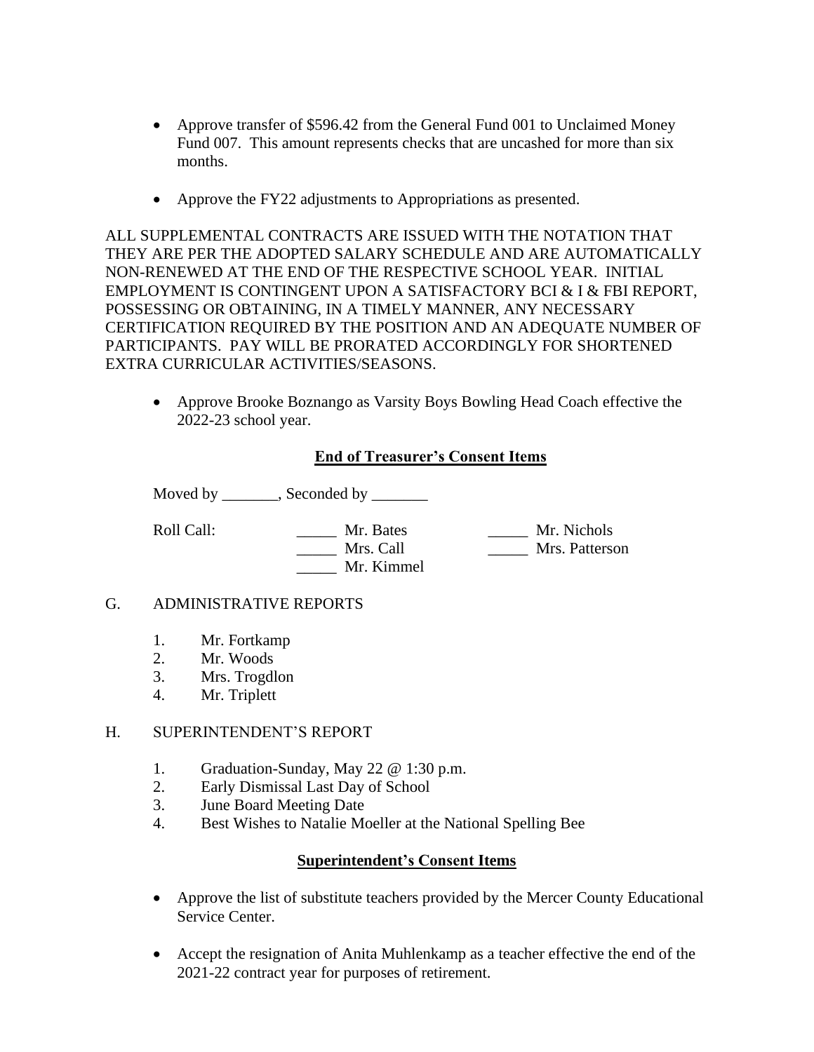- Approve transfer of $596.42 from the General Fund 001 to Unclaimed Money Fund 007. This amount represents checks that are uncashed for more than six months.

- Approve the FY22 adjustments to Appropriations as presented.

ALL SUPPLEMENTAL CONTRACTS ARE ISSUED WITH THE NOTATION THAT THEY ARE PER THE ADOPTED SALARY SCHEDULE AND ARE AUTOMATICALLY NON-RENEWED AT THE END OF THE RESPECTIVE SCHOOL YEAR. INITIAL EMPLOYMENT IS CONTINGENT UPON A SATISFACTORY BCI & I & FBI REPORT, POSSESSING OR OBTAINING, IN A TIMELY MANNER, ANY NECESSARY CERTIFICATION REQUIRED BY THE POSITION AND AN ADEQUATE NUMBER OF PARTICIPANTS. PAY WILL BE PRORATED ACCORDINGLY FOR SHORTENED EXTRA CURRICULAR ACTIVITIES/SEASONS.

- Approve Brooke Boznango as Varsity Boys Bowling Head Coach effective the 2022-23 school year.

**End of Treasurer's Consent Items**

Moved by _______, Seconded by _______

Roll Call:

_____ Mr. Bates
_____ Mrs. Call
_____ Mr. Kimmel
_____ Mr. Nichols
_____ Mrs. Patterson

G. ADMINISTRATIVE REPORTS

1. Mr. Fortkamp
2. Mr. Woods
3. Mrs. Trogdlon
4. Mr. Triplett

H. SUPERINTENDENT'S REPORT

1. Graduation-Sunday, May 22 @ 1:30 p.m.
2. Early Dismissal Last Day of School
3. June Board Meeting Date
4. Best Wishes to Natalie Moeller at the National Spelling Bee

**Superintendent's Consent Items**

- Approve the list of substitute teachers provided by the Mercer County Educational Service Center.

- Accept the resignation of Anita Muhlenkamp as a teacher effective the end of the 2021-22 contract year for purposes of retirement.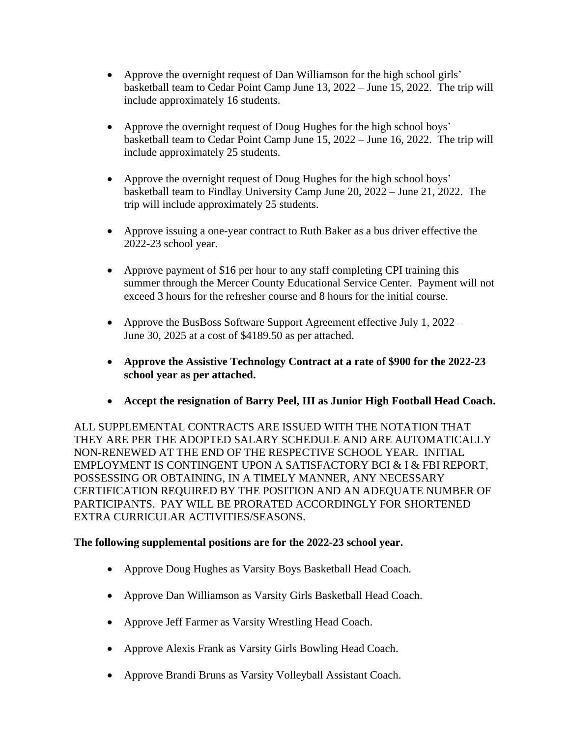- Approve the overnight request of Dan Williamson for the high school girls' basketball team to Cedar Point Camp June 13, 2022 – June 15, 2022. The trip will include approximately 16 students.

- Approve the overnight request of Doug Hughes for the high school boys' basketball team to Cedar Point Camp June 15, 2022 – June 16, 2022. The trip will include approximately 25 students.

- Approve the overnight request of Doug Hughes for the high school boys' basketball team to Findlay University Camp June 20, 2022 – June 21, 2022. The trip will include approximately 25 students.

- Approve issuing a one-year contract to Ruth Baker as a bus driver effective the 2022-23 school year.

- Approve payment of $16 per hour to any staff completing CPI training this summer through the Mercer County Educational Service Center. Payment will not exceed 3 hours for the refresher course and 8 hours for the initial course.

- Approve the BusBoss Software Support Agreement effective July 1, 2022 – June 30, 2025 at a cost of $4189.50 as per attached.

- **Approve the Assistive Technology Contract at a rate of $900 for the 2022-23 school year as per attached.**

- **Accept the resignation of Barry Peel, III as Junior High Football Head Coach.**

ALL SUPPLEMENTAL CONTRACTS ARE ISSUED WITH THE NOTATION THAT THEY ARE PER THE ADOPTED SALARY SCHEDULE AND ARE AUTOMATICALLY NON-RENEWED AT THE END OF THE RESPECTIVE SCHOOL YEAR. INITIAL EMPLOYMENT IS CONTINGENT UPON A SATISFACTORY BCI & I & FBI REPORT, POSSESSING OR OBTAINING, IN A TIMELY MANNER, ANY NECESSARY CERTIFICATION REQUIRED BY THE POSITION AND AN ADEQUATE NUMBER OF PARTICIPANTS. PAY WILL BE PRORATED ACCORDINGLY FOR SHORTENED EXTRA CURRICULAR ACTIVITIES/SEASONS.

**The following supplemental positions are for the 2022-23 school year.**

- Approve Doug Hughes as Varsity Boys Basketball Head Coach.

- Approve Dan Williamson as Varsity Girls Basketball Head Coach.

- Approve Jeff Farmer as Varsity Wrestling Head Coach.

- Approve Alexis Frank as Varsity Girls Bowling Head Coach.

- Approve Brandi Bruns as Varsity Volleyball Assistant Coach.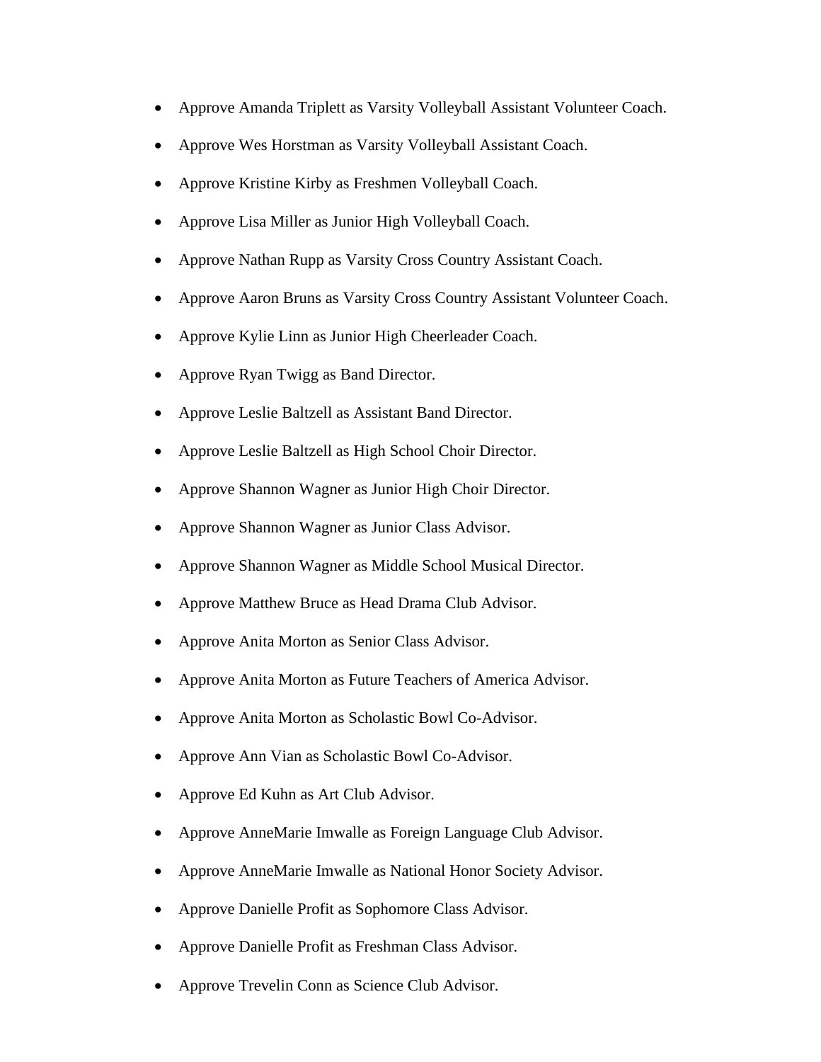- Approve Amanda Triplett as Varsity Volleyball Assistant Volunteer Coach.
- Approve Wes Horstman as Varsity Volleyball Assistant Coach.
- Approve Kristine Kirby as Freshmen Volleyball Coach.
- Approve Lisa Miller as Junior High Volleyball Coach.
- Approve Nathan Rupp as Varsity Cross Country Assistant Coach.
- Approve Aaron Bruns as Varsity Cross Country Assistant Volunteer Coach.
- Approve Kylie Linn as Junior High Cheerleader Coach.
- Approve Ryan Twigg as Band Director.
- Approve Leslie Baltzell as Assistant Band Director.
- Approve Leslie Baltzell as High School Choir Director.
- Approve Shannon Wagner as Junior High Choir Director.
- Approve Shannon Wagner as Junior Class Advisor.
- Approve Shannon Wagner as Middle School Musical Director.
- Approve Matthew Bruce as Head Drama Club Advisor.
- Approve Anita Morton as Senior Class Advisor.
- Approve Anita Morton as Future Teachers of America Advisor.
- Approve Anita Morton as Scholastic Bowl Co-Advisor.
- Approve Ann Vian as Scholastic Bowl Co-Advisor.
- Approve Ed Kuhn as Art Club Advisor.
- Approve AnneMarie Imwalle as Foreign Language Club Advisor.
- Approve AnneMarie Imwalle as National Honor Society Advisor.
- Approve Danielle Profit as Sophomore Class Advisor.
- Approve Danielle Profit as Freshman Class Advisor.
- Approve Trevelin Conn as Science Club Advisor.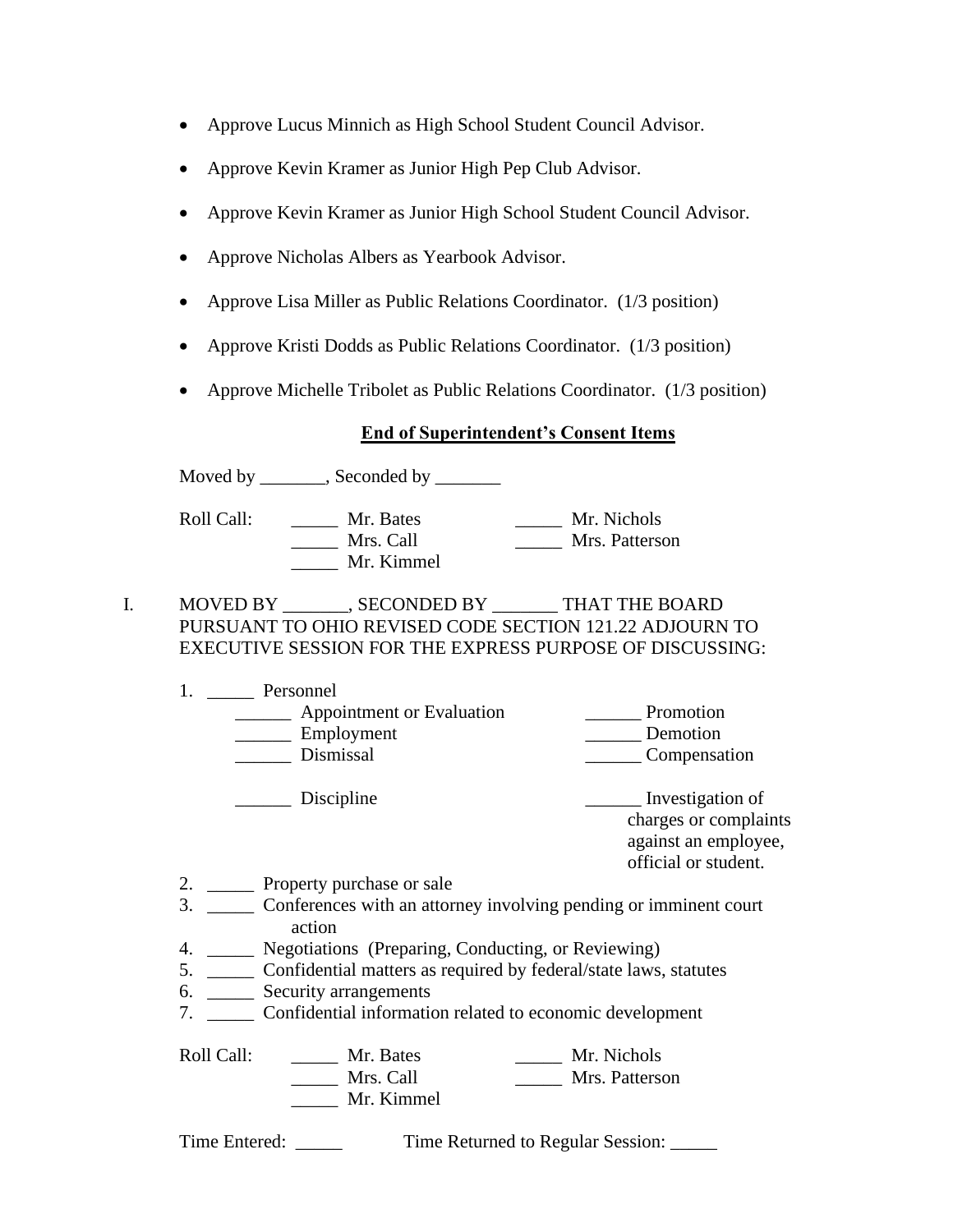- Approve Lucus Minnich as High School Student Council Advisor.
- Approve Kevin Kramer as Junior High Pep Club Advisor.
- Approve Kevin Kramer as Junior High School Student Council Advisor.
- Approve Nicholas Albers as Yearbook Advisor.
- Approve Lisa Miller as Public Relations Coordinator. (1/3 position)
- Approve Kristi Dodds as Public Relations Coordinator. (1/3 position)
- Approve Michelle Tribolet as Public Relations Coordinator. (1/3 position)

**End of Superintendent's Consent Items**

Moved by _______, Seconded by _______

Roll Call: _____ Mr. Bates _____ Mr. Nichols
_____ Mrs. Call _____ Mrs. Patterson
_____ Mr. Kimmel

I. MOVED BY _______, SECONDED BY _______ THAT THE BOARD PURSUANT TO OHIO REVISED CODE SECTION 121.22 ADJOURN TO EXECUTIVE SESSION FOR THE EXPRESS PURPOSE OF DISCUSSING:

1. _____ Personnel
   - ______ Appointment or Evaluation
   - ______ Employment
   - ______ Dismissal
   - ______ Discipline
   - ______ Promotion
   - ______ Demotion
   - ______ Compensation
   - ______ Investigation of charges or complaints against an employee, official or student.
2. _____ Property purchase or sale
3. _____ Conferences with an attorney involving pending or imminent court action
4. _____ Negotiations (Preparing, Conducting, or Reviewing)
5. _____ Confidential matters as required by federal/state laws, statutes
6. _____ Security arrangements
7. _____ Confidential information related to economic development

Roll Call: _____ Mr. Bates _____ Mr. Nichols
_____ Mrs. Call _____ Mrs. Patterson
_____ Mr. Kimmel

Time Entered: _____ Time Returned to Regular Session: _____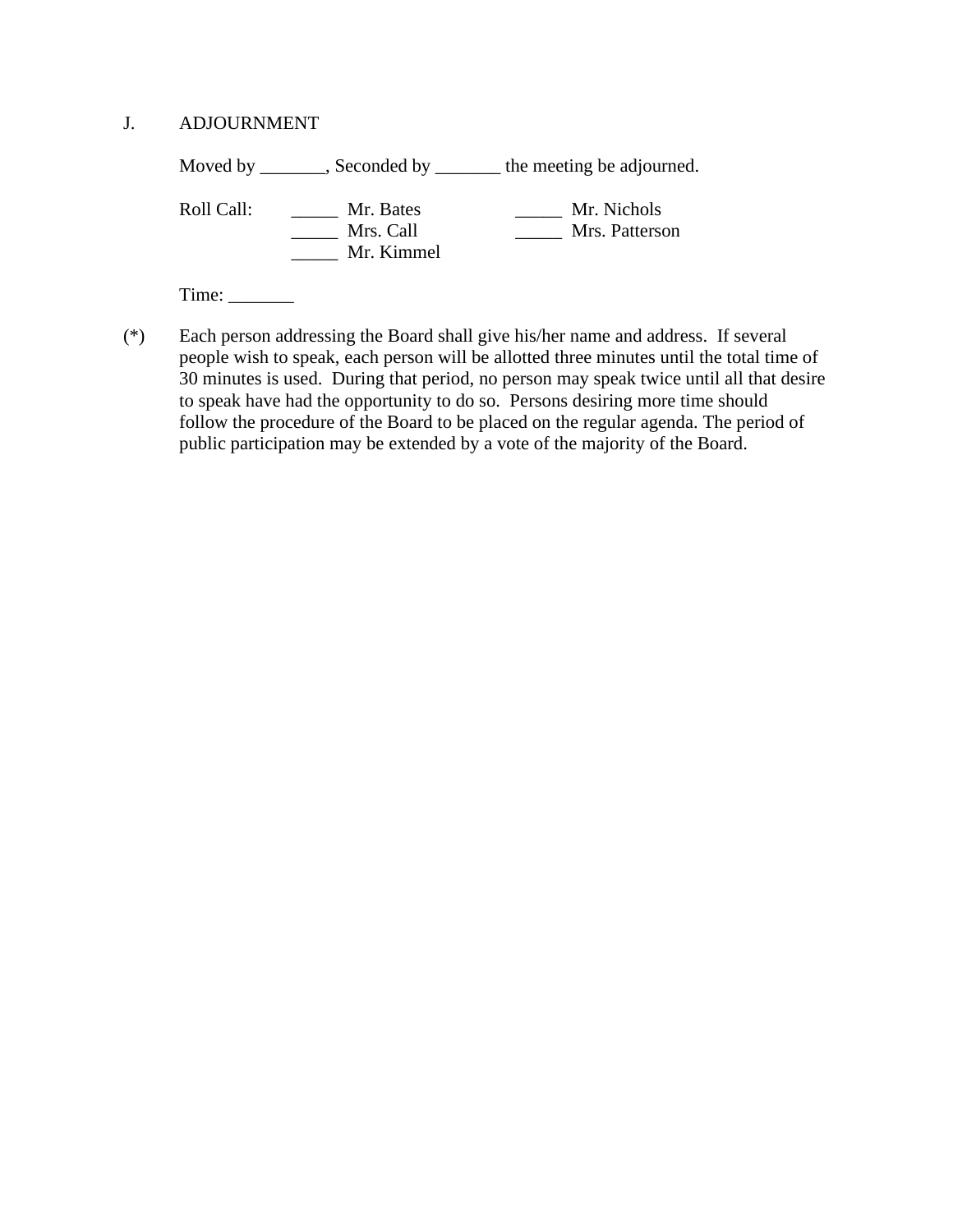J. ADJOURNMENT

Moved by _______, Seconded by _______ the meeting be adjourned.

Roll Call:

_____ Mr. Bates
_____ Mrs. Call
_____ Mr. Kimmel
_____ Mr. Nichols
_____ Mrs. Patterson

Time: _______

(*) Each person addressing the Board shall give his/her name and address. If several people wish to speak, each person will be allotted three minutes until the total time of 30 minutes is used. During that period, no person may speak twice until all that desire to speak have had the opportunity to do so. Persons desiring more time should follow the procedure of the Board to be placed on the regular agenda. The period of public participation may be extended by a vote of the majority of the Board.